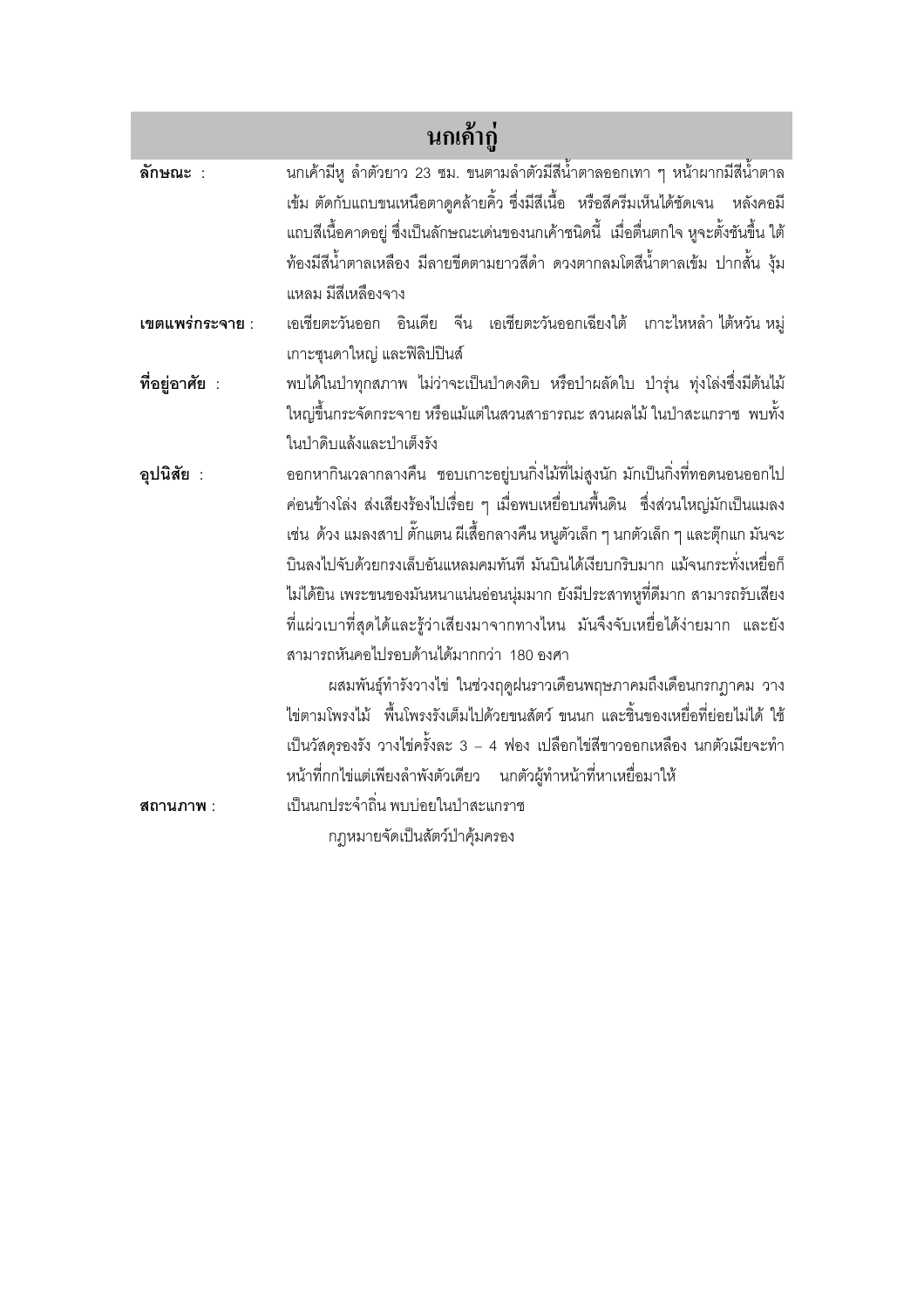# นกเค้ากู่

**ลักษณะ :** นกเค้ามีหู ลำตัวยาว 23 ซม. ขนตามลำตัวมีสีน้ำตาลออกเทา ๆ หน้าผากมีสีน้ำตาลเข้ม ตัดกับแถบขนเหนือตาดูคล้ายคิ้ว ซึ่งมีสีเนื้อ หรือสีครีมเห็นได้ชัดเจน หลังคอมีแถบสีเนื้อคาดอยู่ ซึ่งเป็นลักษณะเด่นของนกเค้าชนิดนี้ เมื่อตื่นตกใจ หูจะตั้งชันขึ้น ใต้ท้องมีสีน้ำตาลเหลือง มีลายขีดตามยาวสีดำ ดวงตากลมโตสีน้ำตาลเข้ม ปากสั้น งุ้มแหลม มีสีเหลืองจาง

**เขตแพร่กระจาย :** เอเชียตะวันออก อินเดีย จีน เอเชียตะวันออกเฉียงใต้ เกาะไหหลำ ไต้หวัน หมู่เกาะซุนดาใหญ่ และฟิลิปปินส์

**ที่อยู่อาศัย :** พบได้ในป่าทุกสภาพ ไม่ว่าจะเป็นป่าดงดิบ หรือป่าผลัดใบ ป่ารุ่น ทุ่งโล่งซึ่งมีต้นไม้ใหญ่ขึ้นกระจัดกระจาย หรือแม้แต่ในสวนสาธารณะ สวนผลไม้ ในป่าสะแกราช พบทั้งในป่าดิบแล้งและป่าเต็งรัง

**อุปนิสัย :** ออกหากินเวลากลางคืน ชอบเกาะอยู่บนกิ่งไม้ที่ไม่สูงนัก มักเป็นกิ่งที่ทอดนอนออกไปค่อนข้างโล่ง ส่งเสียงร้องไปเรื่อย ๆ เมื่อพบเหยื่อบนพื้นดิน ซึ่งส่วนใหญ่มักเป็นแมลง เช่น ด้วง แมลงสาป ตั๊กแตน ผีเสื้อกลางคืน หนูตัวเล็ก ๆ นกตัวเล็ก ๆ และตุ๊กแก มันจะบินลงไปจับด้วยกรงเล็บอันแหลมคมทันที มันบินได้เงียบกริบมาก แม้จนกระทั่งเหยื่อก็ไม่ได้ยิน เพราะขนของมันหนาแน่นอ่อนนุ่มมาก ยังมีประสาทหูที่ดีมาก สามารถรับเสียงที่แผ่วเบาที่สุดได้และรู้ว่าเสียงมาจากทางไหน มันจึงจับเหยื่อได้ง่ายมาก และยังสามารถหันคอไปรอบด้านได้มากกว่า 180 องศา

ผสมพันธุ์ทำรังวางไข่ ในช่วงฤดูฝนราวเดือนพฤษภาคมถึงเดือนกรกฎาคม วางไข่ตามโพรงไม้ พื้นโพรงรังเต็มไปด้วยขนสัตว์ ขนนก และชิ้นของเหยื่อที่ย่อยไม่ได้ ใช้เป็นวัสดุรองรัง วางไข่ครั้งละ 3 – 4 ฟอง เปลือกไข่สีขาวออกเหลือง นกตัวเมียจะทำหน้าที่กกไข่แต่เพียงลำพังตัวเดียว นกตัวผู้ทำหน้าที่หาเหยื่อมาให้

**สถานภาพ :** เป็นนกประจำถิ่น พบบ่อยในป่าสะแกราช

กฎหมายจัดเป็นสัตว์ป่าคุ้มครอง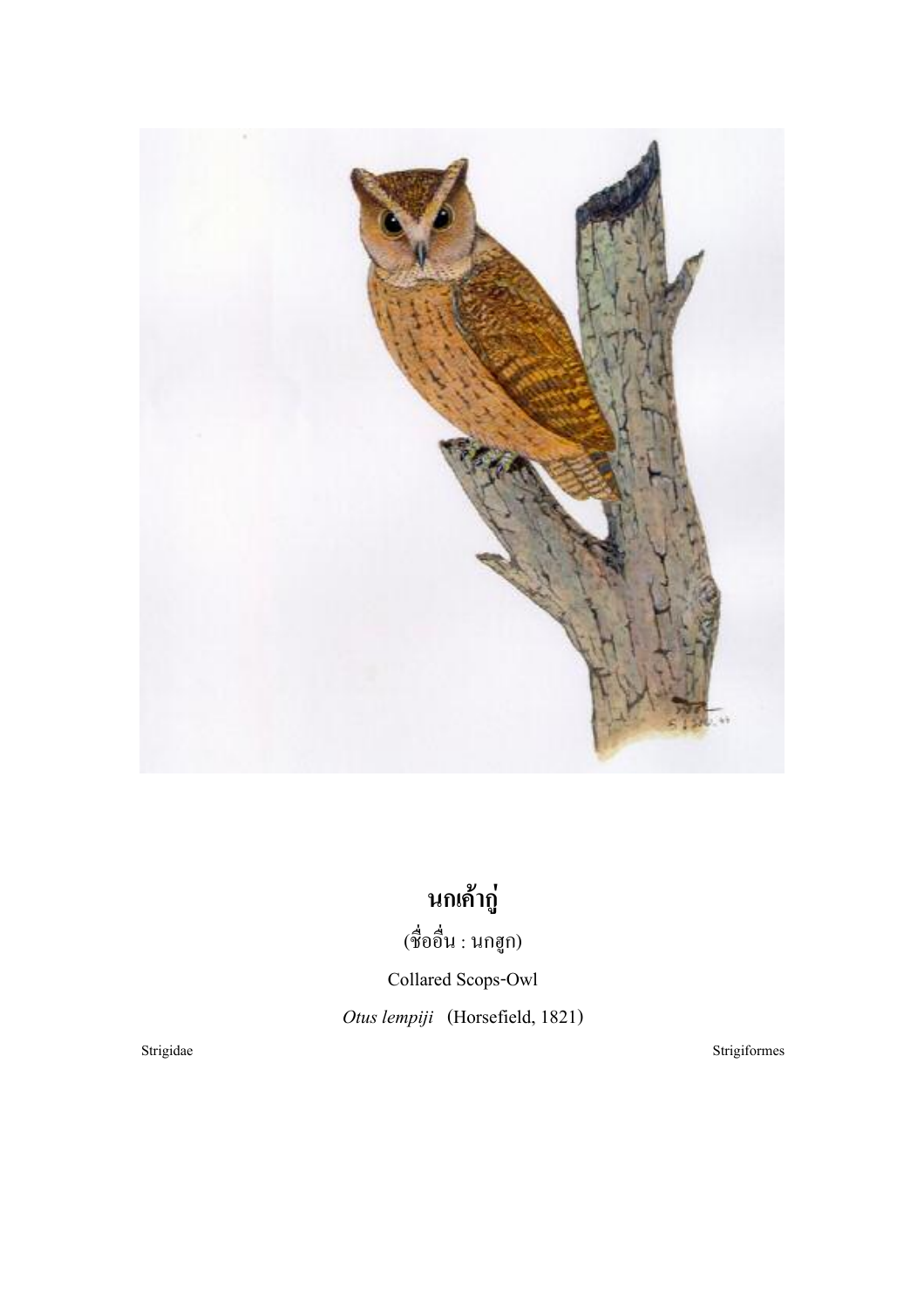# นกเค้ากู่

(ชื่ออื่น : นกฮูก)

Collared Scops-Owl

*Otus lempiji* (Horsefield, 1821)

Strigidae

Strigiformes